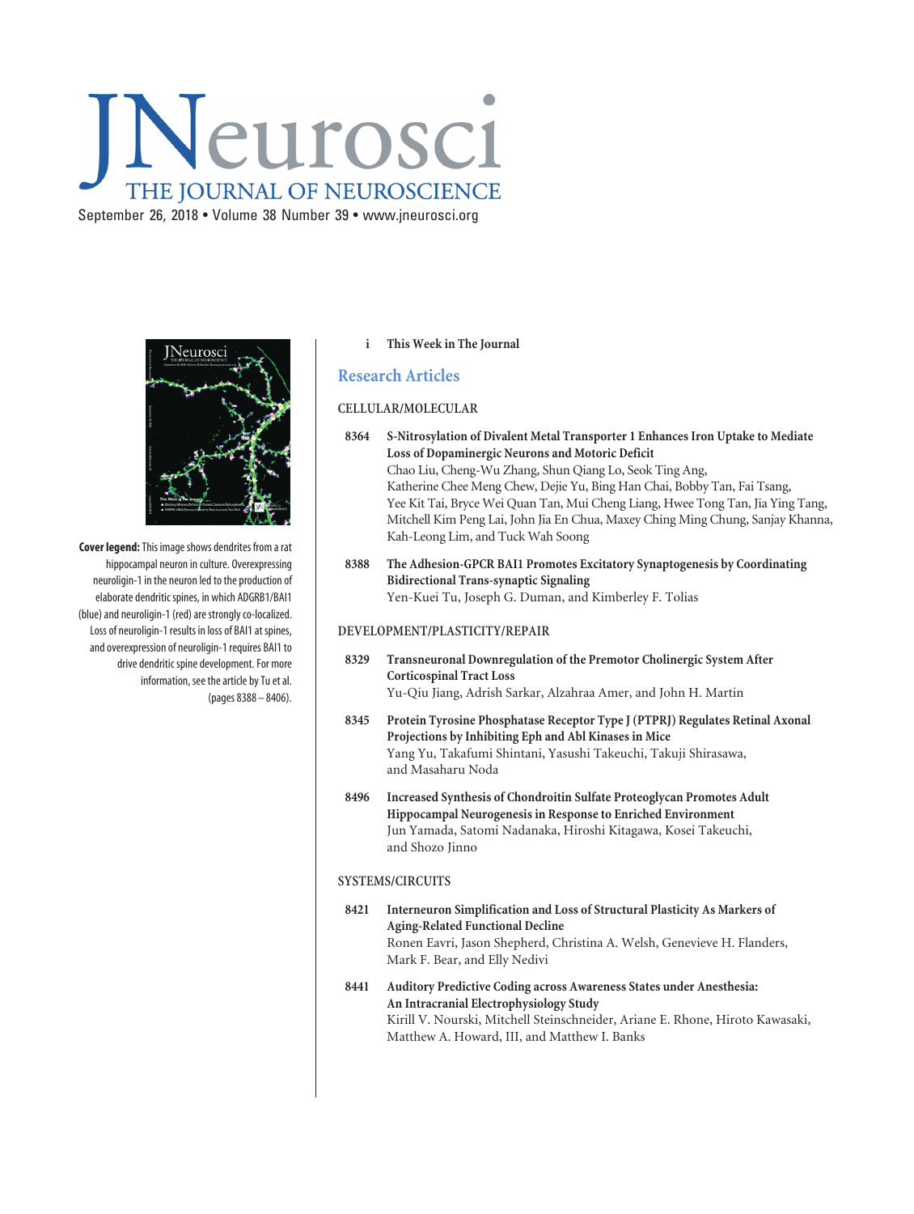# JNeurosci

THE JOURNAL OF NEUROSCIENCE

September 26, 2018 • Volume 38 Number 39 • www.jneurosci.org

**Cover legend:** This image shows dendrites from a rat hippocampal neuron in culture. Overexpressing neuroligin-1 in the neuron led to the production of elaborate dendritic spines, in which ADGRB1/BAI1 (blue) and neuroligin-1 (red) are strongly co-localized. Loss of neuroligin-1 results in loss of BAI1 at spines, and overexpression of neuroligin-1 requires BAI1 to drive dendritic spine development. For more information, see the article by Tu et al. (pages 8388 – 8406).

i **This Week in The Journal**

## Research Articles

### CELLULAR/MOLECULAR

8364 **S-Nitrosylation of Divalent Metal Transporter 1 Enhances Iron Uptake to Mediate Loss of Dopaminergic Neurons and Motoric Deficit**
Chao Liu, Cheng-Wu Zhang, Shun Qiang Lo, Seok Ting Ang, Katherine Chee Meng Chew, Dejie Yu, Bing Han Chai, Bobby Tan, Fai Tsang, Yee Kit Tai, Bryce Wei Quan Tan, Mui Cheng Liang, Hwee Tong Tan, Jia Ying Tang, Mitchell Kim Peng Lai, John Jia En Chua, Maxey Ching Ming Chung, Sanjay Khanna, Kah-Leong Lim, and Tuck Wah Soong

8388 **The Adhesion-GPCR BAI1 Promotes Excitatory Synaptogenesis by Coordinating Bidirectional Trans-synaptic Signaling**
Yen-Kuei Tu, Joseph G. Duman, and Kimberley F. Tolias

### DEVELOPMENT/PLASTICITY/REPAIR

8329 **Transneuronal Downregulation of the Premotor Cholinergic System After Corticospinal Tract Loss**
Yu-Qiu Jiang, Adrish Sarkar, Alzahraa Amer, and John H. Martin

8345 **Protein Tyrosine Phosphatase Receptor Type J (PTPRJ) Regulates Retinal Axonal Projections by Inhibiting Eph and Abl Kinases in Mice**
Yang Yu, Takafumi Shintani, Yasushi Takeuchi, Takuji Shirasawa, and Masaharu Noda

8496 **Increased Synthesis of Chondroitin Sulfate Proteoglycan Promotes Adult Hippocampal Neurogenesis in Response to Enriched Environment**
Jun Yamada, Satomi Nadanaka, Hiroshi Kitagawa, Kosei Takeuchi, and Shozo Jinno

### SYSTEMS/CIRCUITS

8421 **Interneuron Simplification and Loss of Structural Plasticity As Markers of Aging-Related Functional Decline**
Ronen Eavri, Jason Shepherd, Christina A. Welsh, Genevieve H. Flanders, Mark F. Bear, and Elly Nedivi

8441 **Auditory Predictive Coding across Awareness States under Anesthesia: An Intracranial Electrophysiology Study**
Kirill V. Nourski, Mitchell Steinschneider, Ariane E. Rhone, Hiroto Kawasaki, Matthew A. Howard, III, and Matthew I. Banks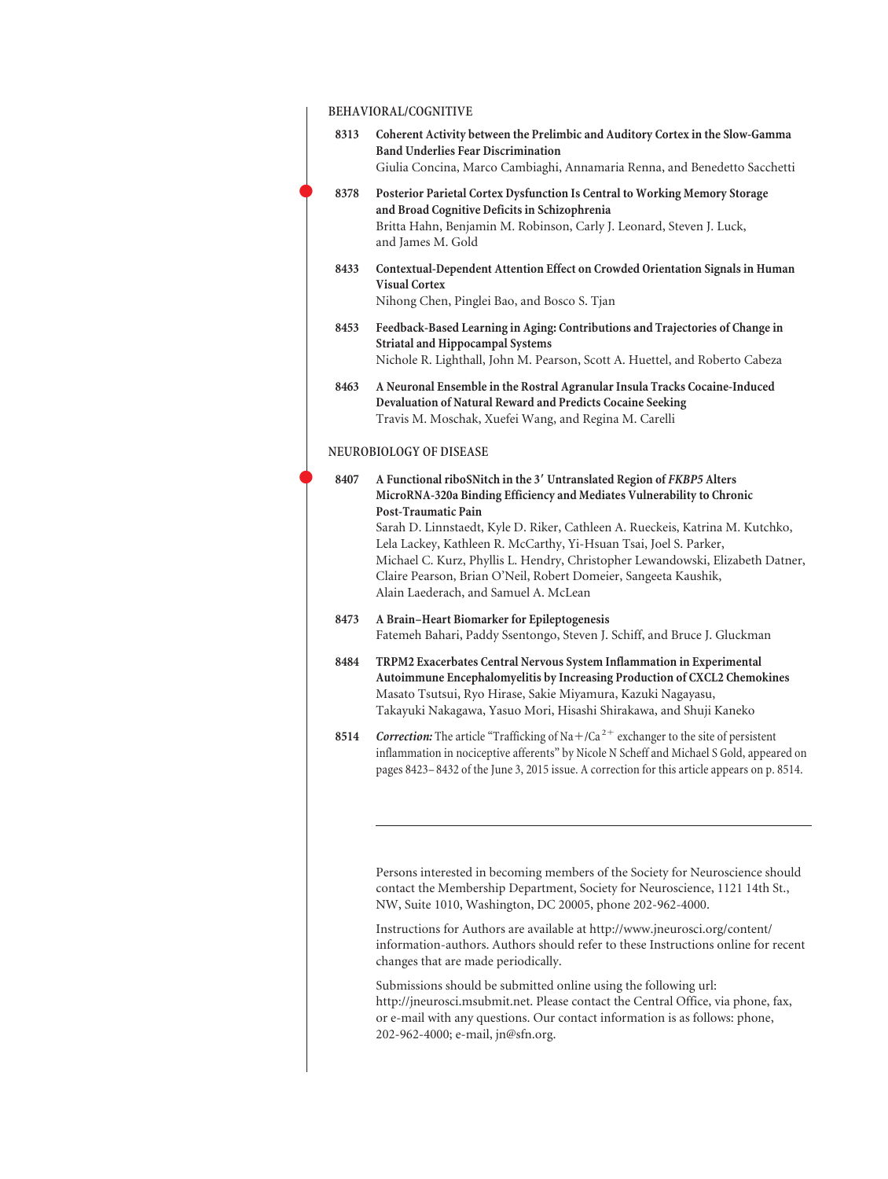## BEHAVIORAL/COGNITIVE

**8313** **Coherent Activity between the Prelimbic and Auditory Cortex in the Slow-Gamma Band Underlies Fear Discrimination**
Giulia Concina, Marco Cambiaghi, Annamaria Renna, and Benedetto Sacchetti

**8378** **Posterior Parietal Cortex Dysfunction Is Central to Working Memory Storage and Broad Cognitive Deficits in Schizophrenia**
Britta Hahn, Benjamin M. Robinson, Carly J. Leonard, Steven J. Luck, and James M. Gold

**8433** **Contextual-Dependent Attention Effect on Crowded Orientation Signals in Human Visual Cortex**
Nihong Chen, Pinglei Bao, and Bosco S. Tjan

**8453** **Feedback-Based Learning in Aging: Contributions and Trajectories of Change in Striatal and Hippocampal Systems**
Nichole R. Lighthall, John M. Pearson, Scott A. Huettel, and Roberto Cabeza

**8463** **A Neuronal Ensemble in the Rostral Agranular Insula Tracks Cocaine-Induced Devaluation of Natural Reward and Predicts Cocaine Seeking**
Travis M. Moschak, Xuefei Wang, and Regina M. Carelli

## NEUROBIOLOGY OF DISEASE

**8407** **A Functional riboSNitch in the 3′ Untranslated Region of *FKBP5* Alters MicroRNA-320a Binding Efficiency and Mediates Vulnerability to Chronic Post-Traumatic Pain**
Sarah D. Linnstaedt, Kyle D. Riker, Cathleen A. Rueckeis, Katrina M. Kutchko, Lela Lackey, Kathleen R. McCarthy, Yi-Hsuan Tsai, Joel S. Parker, Michael C. Kurz, Phyllis L. Hendry, Christopher Lewandowski, Elizabeth Datner, Claire Pearson, Brian O'Neil, Robert Domeier, Sangeeta Kaushik, Alain Laederach, and Samuel A. McLean

**8473** **A Brain–Heart Biomarker for Epileptogenesis**
Fatemeh Bahari, Paddy Ssentongo, Steven J. Schiff, and Bruce J. Gluckman

**8484** **TRPM2 Exacerbates Central Nervous System Inflammation in Experimental Autoimmune Encephalomyelitis by Increasing Production of CXCL2 Chemokines**
Masato Tsutsui, Ryo Hirase, Sakie Miyamura, Kazuki Nagayasu, Takayuki Nakagawa, Yasuo Mori, Hisashi Shirakawa, and Shuji Kaneko

**8514** ***Correction:*** The article "Trafficking of $Na^+/Ca^{2+}$ exchanger to the site of persistent inflammation in nociceptive afferents" by Nicole N Scheff and Michael S Gold, appeared on pages 8423– 8432 of the June 3, 2015 issue. A correction for this article appears on p. 8514.

---

Persons interested in becoming members of the Society for Neuroscience should contact the Membership Department, Society for Neuroscience, 1121 14th St., NW, Suite 1010, Washington, DC 20005, phone 202-962-4000.

Instructions for Authors are available at http://www.jneurosci.org/content/information-authors. Authors should refer to these Instructions online for recent changes that are made periodically.

Submissions should be submitted online using the following url: http://jneurosci.msubmit.net. Please contact the Central Office, via phone, fax, or e-mail with any questions. Our contact information is as follows: phone, 202-962-4000; e-mail, jn@sfn.org.